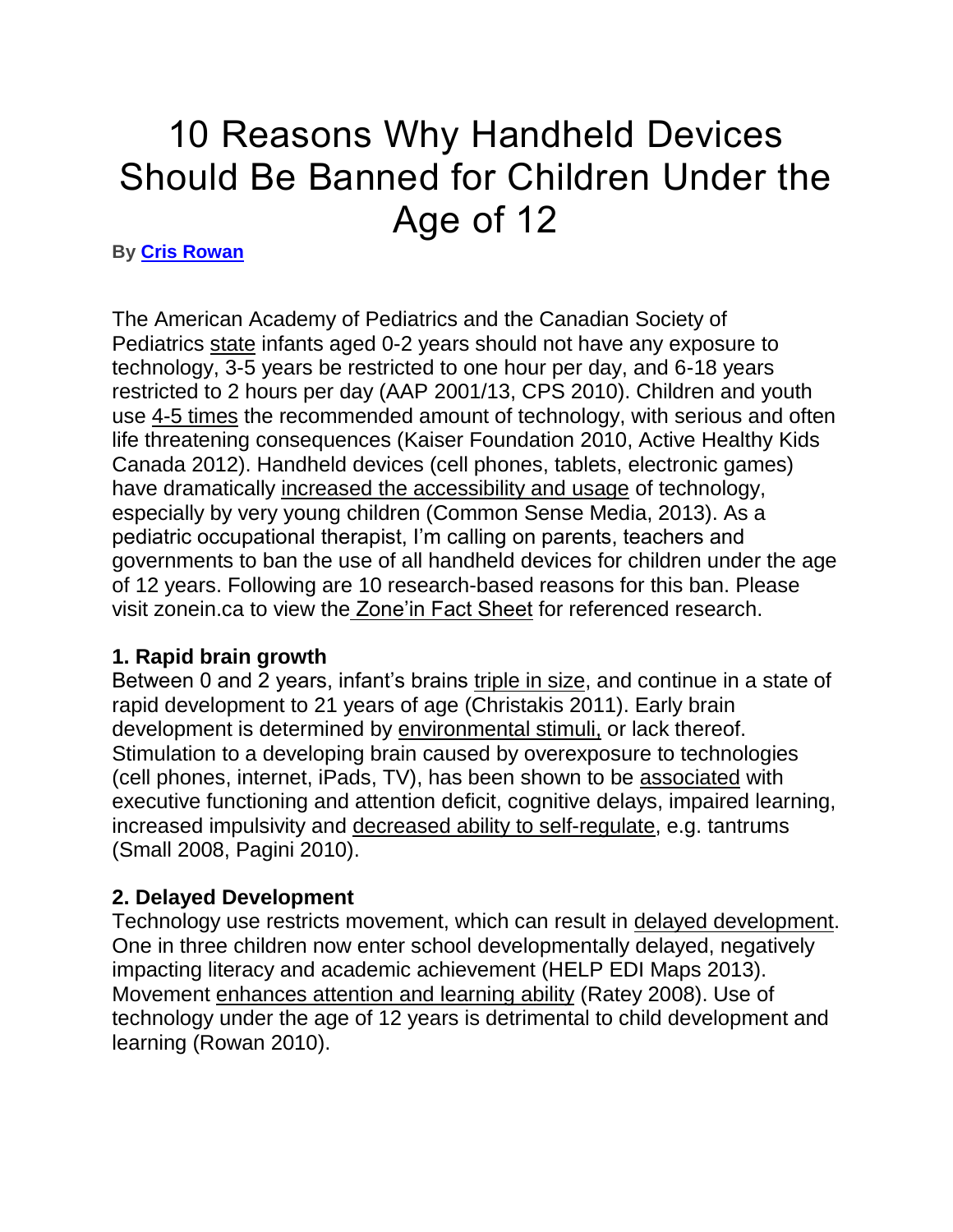# 10 Reasons Why Handheld Devices Should Be Banned for Children Under the Age of 12

**By Cris Rowan**

The American Academy of Pediatrics and the Canadian Society of Pediatrics state infants aged 0-2 years should not have any exposure to technology, 3-5 years be restricted to one hour per day, and 6-18 years restricted to 2 hours per day (AAP 2001/13, CPS 2010). Children and youth use 4-5 times the recommended amount of technology, with serious and often life threatening consequences (Kaiser Foundation 2010, Active Healthy Kids Canada 2012). Handheld devices (cell phones, tablets, electronic games) have dramatically increased the accessibility and usage of technology, especially by very young children (Common Sense Media, 2013). As a pediatric occupational therapist, I'm calling on parents, teachers and governments to ban the use of all handheld devices for children under the age of 12 years. Following are 10 research-based reasons for this ban. Please visit zonein.ca to view the Zone'in Fact Sheet for referenced research.

### 1. Rapid brain growth

Between 0 and 2 years, infant's brains triple in size, and continue in a state of rapid development to 21 years of age (Christakis 2011). Early brain development is determined by environmental stimuli, or lack thereof. Stimulation to a developing brain caused by overexposure to technologies (cell phones, internet, iPads, TV), has been shown to be associated with executive functioning and attention deficit, cognitive delays, impaired learning, increased impulsivity and decreased ability to self-regulate, e.g. tantrums (Small 2008, Pagini 2010).

### 2. Delayed Development

Technology use restricts movement, which can result in delayed development. One in three children now enter school developmentally delayed, negatively impacting literacy and academic achievement (HELP EDI Maps 2013). Movement enhances attention and learning ability (Ratey 2008). Use of technology under the age of 12 years is detrimental to child development and learning (Rowan 2010).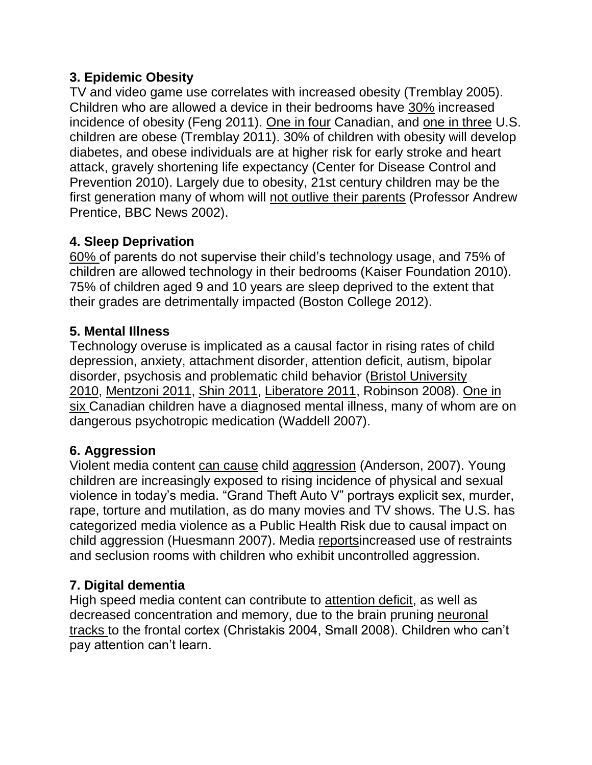### 3. Epidemic Obesity

TV and video game use correlates with increased obesity (Tremblay 2005). Children who are allowed a device in their bedrooms have 30% increased incidence of obesity (Feng 2011). One in four Canadian, and one in three U.S. children are obese (Tremblay 2011). 30% of children with obesity will develop diabetes, and obese individuals are at higher risk for early stroke and heart attack, gravely shortening life expectancy (Center for Disease Control and Prevention 2010). Largely due to obesity, 21st century children may be the first generation many of whom will not outlive their parents (Professor Andrew Prentice, BBC News 2002).

### 4. Sleep Deprivation

60% of parents do not supervise their child's technology usage, and 75% of children are allowed technology in their bedrooms (Kaiser Foundation 2010). 75% of children aged 9 and 10 years are sleep deprived to the extent that their grades are detrimentally impacted (Boston College 2012).

### 5. Mental Illness

Technology overuse is implicated as a causal factor in rising rates of child depression, anxiety, attachment disorder, attention deficit, autism, bipolar disorder, psychosis and problematic child behavior (Bristol University 2010, Mentzoni 2011, Shin 2011, Liberatore 2011, Robinson 2008). One in six Canadian children have a diagnosed mental illness, many of whom are on dangerous psychotropic medication (Waddell 2007).

### 6. Aggression

Violent media content can cause child aggression (Anderson, 2007). Young children are increasingly exposed to rising incidence of physical and sexual violence in today's media. "Grand Theft Auto V" portrays explicit sex, murder, rape, torture and mutilation, as do many movies and TV shows. The U.S. has categorized media violence as a Public Health Risk due to causal impact on child aggression (Huesmann 2007). Media reportsincreased use of restraints and seclusion rooms with children who exhibit uncontrolled aggression.

### 7. Digital dementia

High speed media content can contribute to attention deficit, as well as decreased concentration and memory, due to the brain pruning neuronal tracks to the frontal cortex (Christakis 2004, Small 2008). Children who can't pay attention can't learn.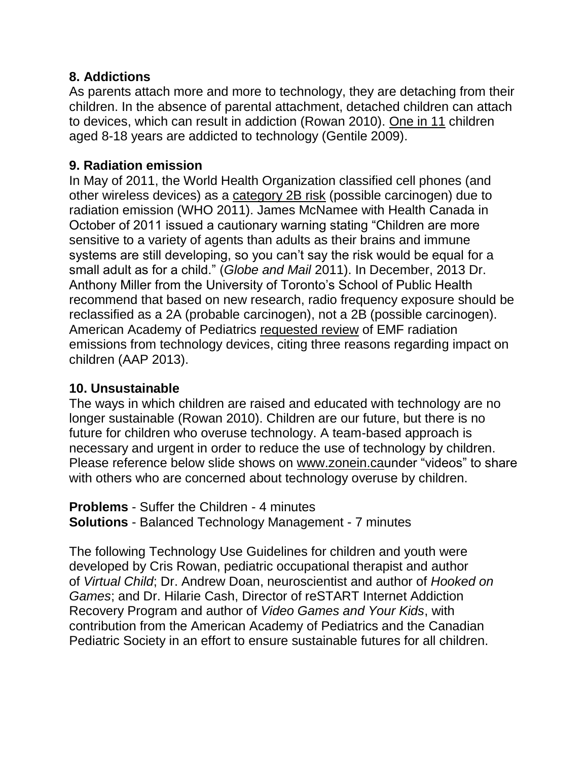**8. Addictions**

As parents attach more and more to technology, they are detaching from their children. In the absence of parental attachment, detached children can attach to devices, which can result in addiction (Rowan 2010). One in 11 children aged 8-18 years are addicted to technology (Gentile 2009).

**9. Radiation emission**

In May of 2011, the World Health Organization classified cell phones (and other wireless devices) as a category 2B risk (possible carcinogen) due to radiation emission (WHO 2011). James McNamee with Health Canada in October of 2011 issued a cautionary warning stating "Children are more sensitive to a variety of agents than adults as their brains and immune systems are still developing, so you can't say the risk would be equal for a small adult as for a child." (*Globe and Mail* 2011). In December, 2013 Dr. Anthony Miller from the University of Toronto's School of Public Health recommend that based on new research, radio frequency exposure should be reclassified as a 2A (probable carcinogen), not a 2B (possible carcinogen). American Academy of Pediatrics requested review of EMF radiation emissions from technology devices, citing three reasons regarding impact on children (AAP 2013).

**10. Unsustainable**

The ways in which children are raised and educated with technology are no longer sustainable (Rowan 2010). Children are our future, but there is no future for children who overuse technology. A team-based approach is necessary and urgent in order to reduce the use of technology by children. Please reference below slide shows on www.zonein.caunder "videos" to share with others who are concerned about technology overuse by children.

**Problems** - Suffer the Children - 4 minutes
**Solutions** - Balanced Technology Management - 7 minutes

The following Technology Use Guidelines for children and youth were developed by Cris Rowan, pediatric occupational therapist and author of *Virtual Child*; Dr. Andrew Doan, neuroscientist and author of *Hooked on Games*; and Dr. Hilarie Cash, Director of reSTART Internet Addiction Recovery Program and author of *Video Games and Your Kids*, with contribution from the American Academy of Pediatrics and the Canadian Pediatric Society in an effort to ensure sustainable futures for all children.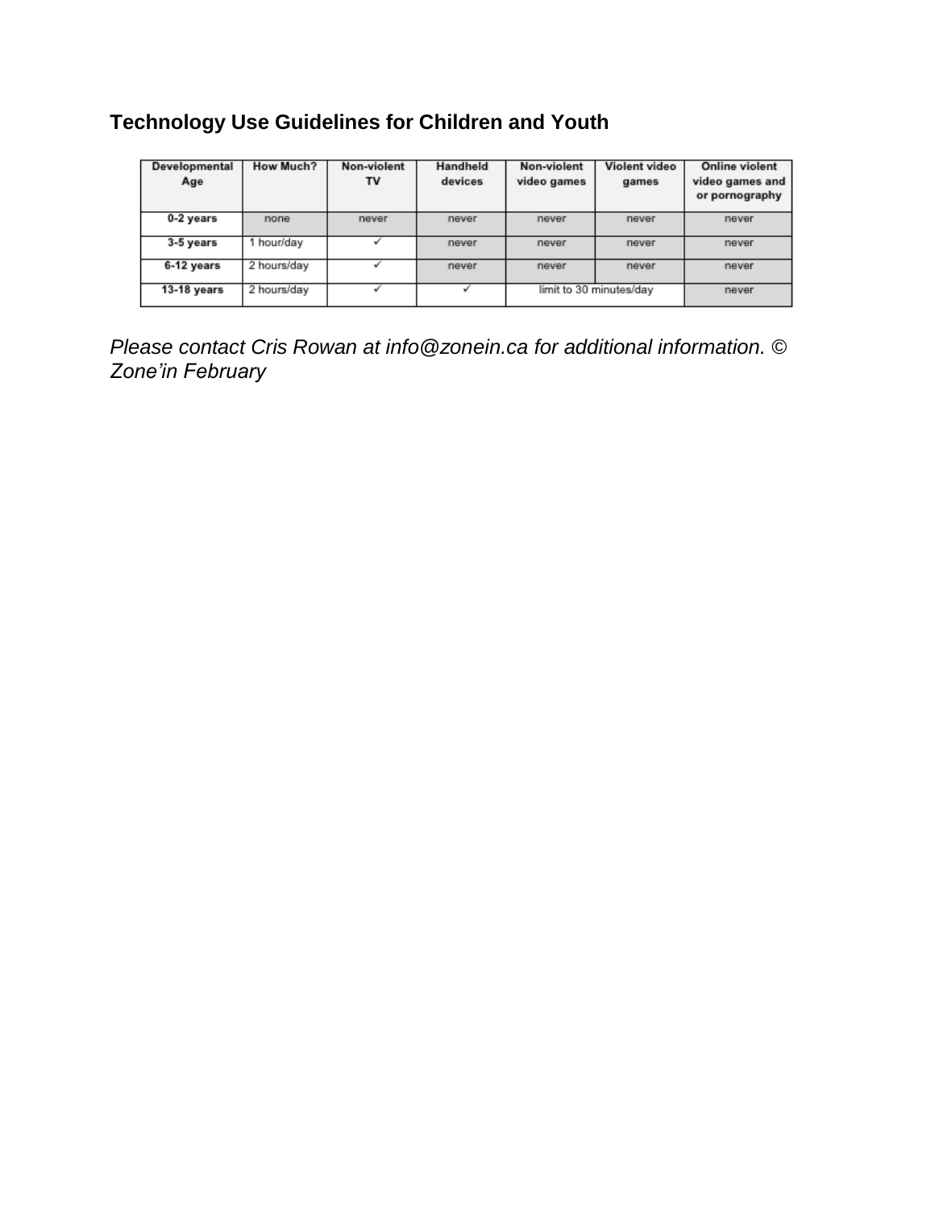## Technology Use Guidelines for Children and Youth

| Developmental Age | How Much? | Non-violent TV | Handheld devices | Non-violent video games | Violent video games | Online violent video games and or pornography |
|---|---|---|---|---|---|---|
| 0-2 years | none | never | never | never | never | never |
| 3-5 years | 1 hour/day | ✓ | never | never | never | never |
| 6-12 years | 2 hours/day | ✓ | never | never | never | never |
| 13-18 years | 2 hours/day | ✓ | ✓ | limit to 30 minutes/day | | never |

*Please contact Cris Rowan at info@zonein.ca for additional information. © Zone'in February*